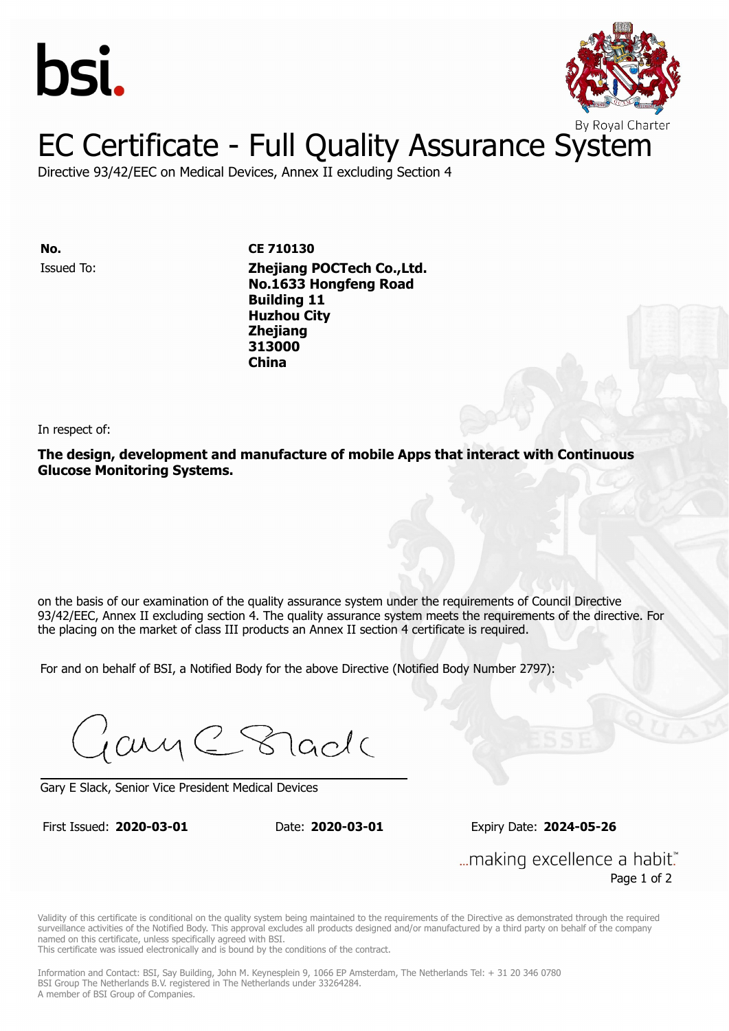bsi.

By Royal Charter

# EC Certificate - Full Quality Assurance System

Directive 93/42/EEC on Medical Devices, Annex II excluding Section 4

**No.** **CE 710130**

Issued To: **Zhejiang POCTech Co.,Ltd.**
**No.1633 Hongfeng Road**
**Building 11**
**Huzhou City**
**Zhejiang**
**313000**
**China**

In respect of:

**The design, development and manufacture of mobile Apps that interact with Continuous Glucose Monitoring Systems.**

on the basis of our examination of the quality assurance system under the requirements of Council Directive 93/42/EEC, Annex II excluding section 4. The quality assurance system meets the requirements of the directive. For the placing on the market of class III products an Annex II section 4 certificate is required.

For and on behalf of BSI, a Notified Body for the above Directive (Notified Body Number 2797):

Gary E Slack, Senior Vice President Medical Devices

First Issued: **2020-03-01** Date: **2020-03-01** Expiry Date: **2024-05-26**

...making excellence a habit.™

Validity of this certificate is conditional on the quality system being maintained to the requirements of the Directive as demonstrated through the required surveillance activities of the Notified Body. This approval excludes all products designed and/or manufactured by a third party on behalf of the company named on this certificate, unless specifically agreed with BSI.
This certificate was issued electronically and is bound by the conditions of the contract.

Information and Contact: BSI, Say Building, John M. Keynesplein 9, 1066 EP Amsterdam, The Netherlands Tel: + 31 20 346 0780
BSI Group The Netherlands B.V. registered in The Netherlands under 33264284.
A member of BSI Group of Companies.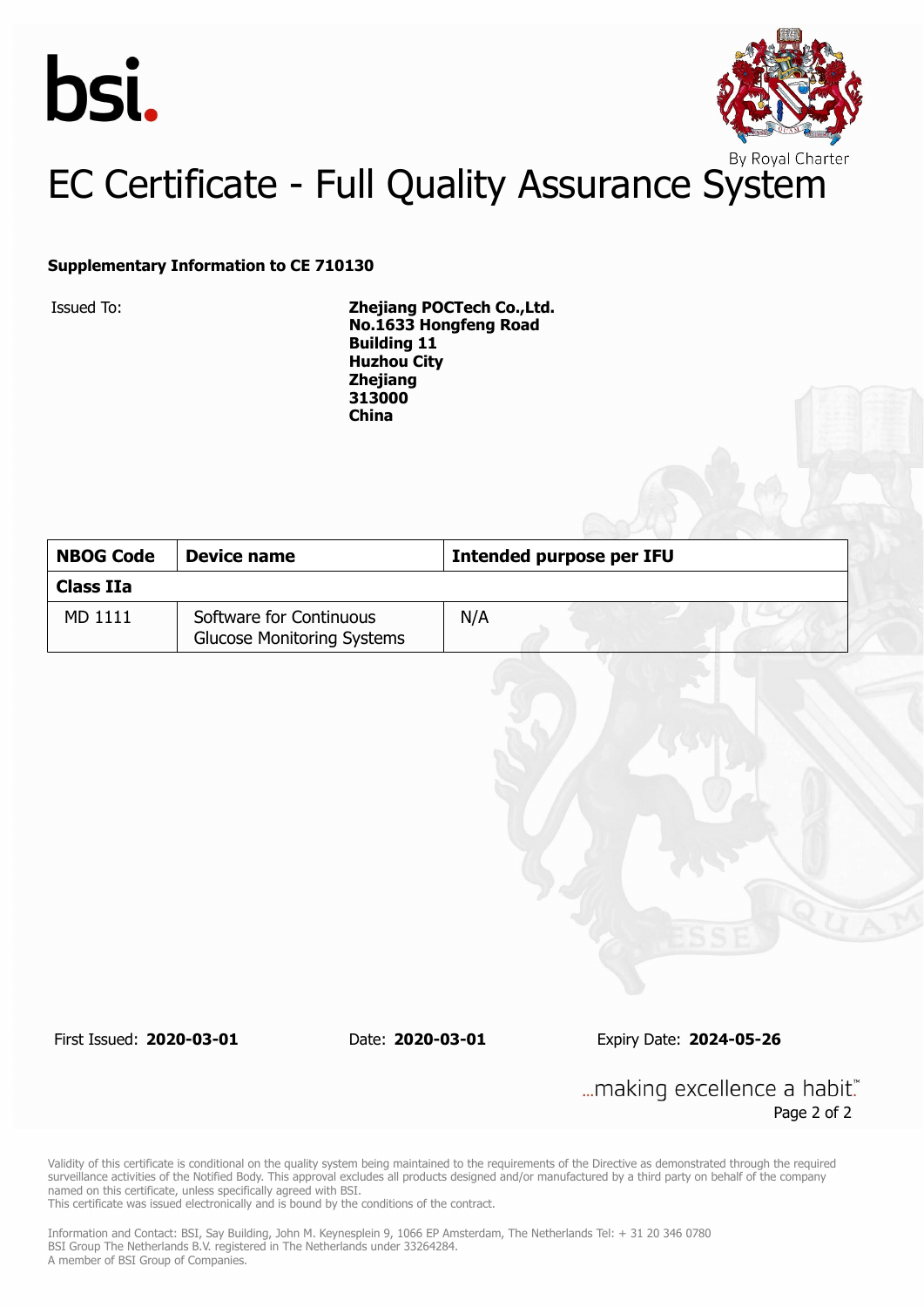bsi.

By Royal Charter

# EC Certificate - Full Quality Assurance System

**Supplementary Information to CE 710130**

Issued To: **Zhejiang POCTech Co.,Ltd.**
**No.1633 Hongfeng Road**
**Building 11**
**Huzhou City**
**Zhejiang**
**313000**
**China**

| NBOG Code | Device name | Intended purpose per IFU |
|---|---|---|
| **Class IIa** | | |
| MD 1111 | Software for Continuous Glucose Monitoring Systems | N/A |

First Issued: **2020-03-01** Date: **2020-03-01** Expiry Date: **2024-05-26**

...making excellence a habit.™

Validity of this certificate is conditional on the quality system being maintained to the requirements of the Directive as demonstrated through the required surveillance activities of the Notified Body. This approval excludes all products designed and/or manufactured by a third party on behalf of the company named on this certificate, unless specifically agreed with BSI.
This certificate was issued electronically and is bound by the conditions of the contract.

Information and Contact: BSI, Say Building, John M. Keynesplein 9, 1066 EP Amsterdam, The Netherlands Tel: + 31 20 346 0780
BSI Group The Netherlands B.V. registered in The Netherlands under 33264284.
A member of BSI Group of Companies.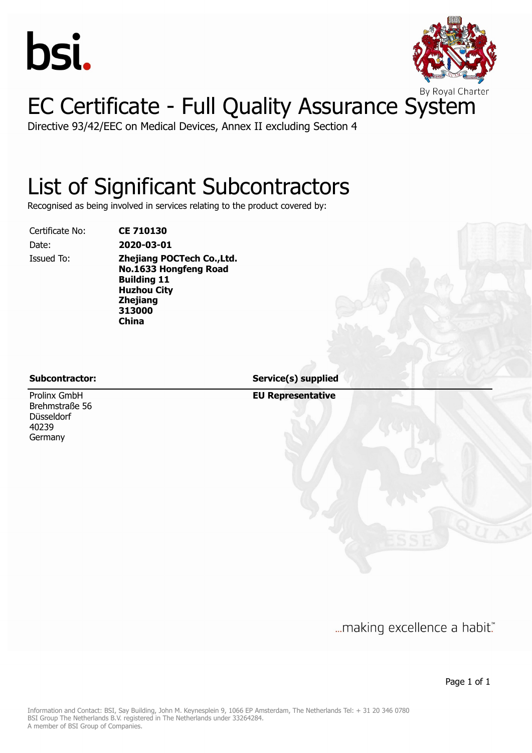bsi.

By Royal Charter

# EC Certificate - Full Quality Assurance System

Directive 93/42/EEC on Medical Devices, Annex II excluding Section 4

## List of Significant Subcontractors

Recognised as being involved in services relating to the product covered by:

| | |
|---|---|
| Certificate No: | **CE 710130** |
| Date: | **2020-03-01** |
| Issued To: | **Zhejiang POCTech Co.,Ltd.**<br>**No.1633 Hongfeng Road**<br>**Building 11**<br>**Huzhou City**<br>**Zhejiang**<br>**313000**<br>**China** |

| Subcontractor: | Service(s) supplied |
|---|---|
| Prolinx GmbH<br>Brehmstraße 56<br>Düsseldorf<br>40239<br>Germany | **EU Representative** |

...making excellence a habit.™

Information and Contact: BSI, Say Building, John M. Keynesplein 9, 1066 EP Amsterdam, The Netherlands Tel: + 31 20 346 0780
BSI Group The Netherlands B.V. registered in The Netherlands under 33264284.
A member of BSI Group of Companies.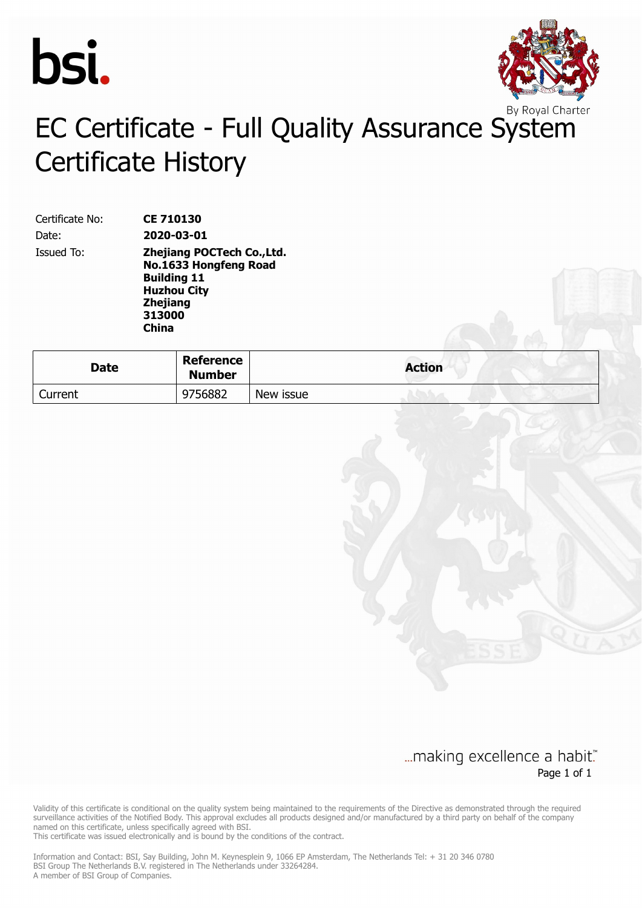bsi.

By Royal Charter

# EC Certificate - Full Quality Assurance System Certificate History

Certificate No: **CE 710130**

Date: **2020-03-01**

Issued To: **Zhejiang POCTech Co.,Ltd.**
**No.1633 Hongfeng Road**
**Building 11**
**Huzhou City**
**Zhejiang**
**313000**
**China**

| Date | Reference Number | Action |
|---|---|---|
| Current | 9756882 | New issue |

...making excellence a habit.™

Validity of this certificate is conditional on the quality system being maintained to the requirements of the Directive as demonstrated through the required surveillance activities of the Notified Body. This approval excludes all products designed and/or manufactured by a third party on behalf of the company named on this certificate, unless specifically agreed with BSI.
This certificate was issued electronically and is bound by the conditions of the contract.

Information and Contact: BSI, Say Building, John M. Keynesplein 9, 1066 EP Amsterdam, The Netherlands Tel: + 31 20 346 0780
BSI Group The Netherlands B.V. registered in The Netherlands under 33264284.
A member of BSI Group of Companies.